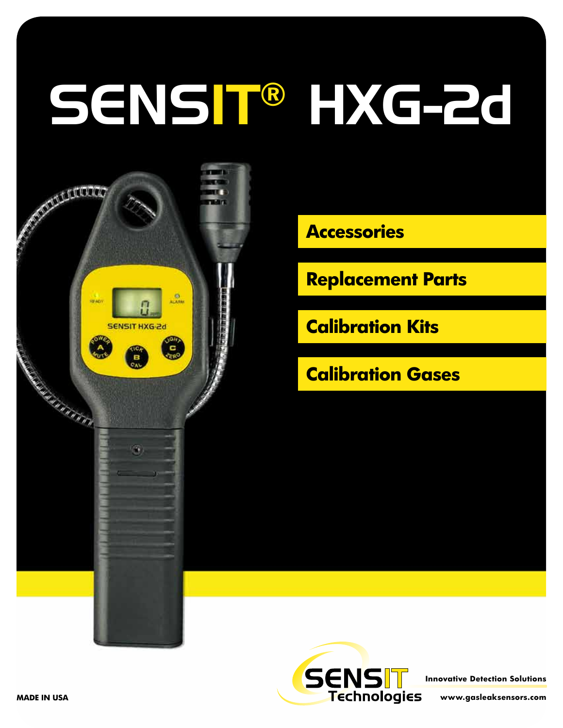# SENSIT® HXG-2d

## Accessories

## Replacement Parts

## Calibration Kits

## Calibration Gases

MADE IN USA

SENSIT Technologies

Innovative Detection Solutions

www.gasleaksensors.com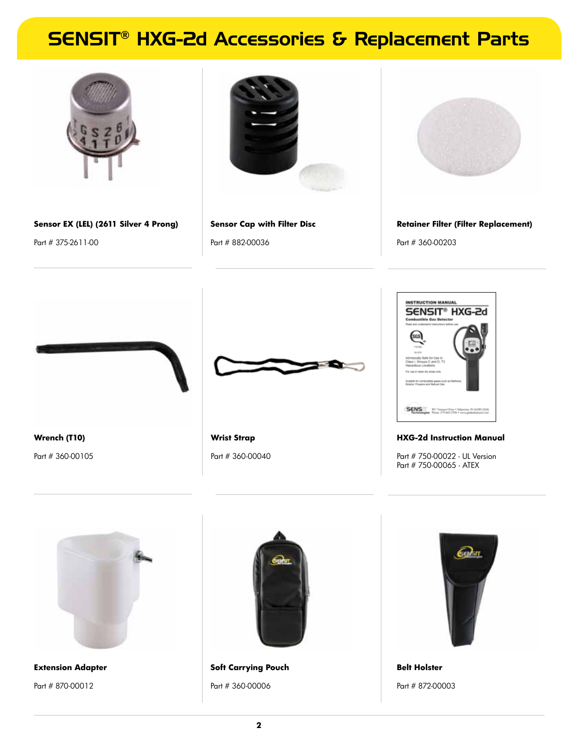# SENSIT® HXG-2d Accessories & Replacement Parts

**Sensor EX (LEL) (2611 Silver 4 Prong)**

Part # 375-2611-00

**Sensor Cap with Filter Disc**

Part # 882-00036

**Retainer Filter (Filter Replacement)**

Part # 360-00203

**Wrench (T10)**

Part # 360-00105

**Wrist Strap**

Part # 360-00040

**HXG-2d Instruction Manual**

Part # 750-00022 - UL Version
Part # 750-00065 - ATEX

**Extension Adapter**

Part # 870-00012

**Soft Carrying Pouch**

Part # 360-00006

**Belt Holster**

Part # 872-00003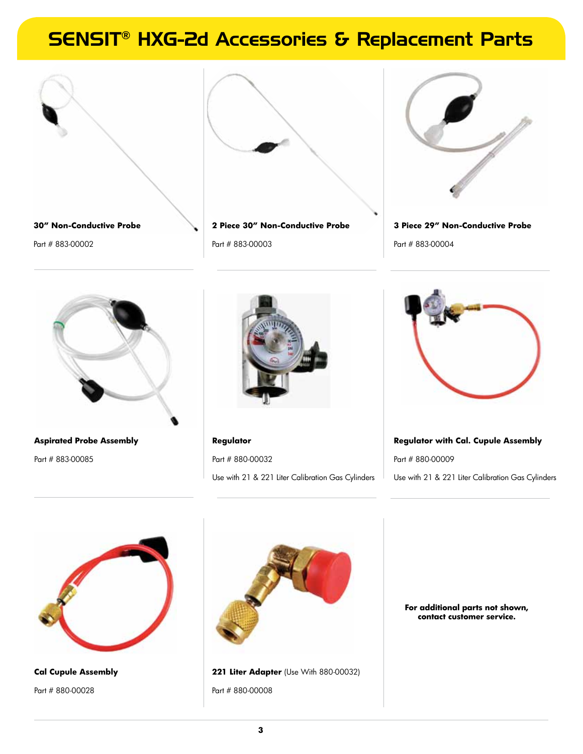# SENSIT® HXG-2d Accessories & Replacement Parts

**30" Non-Conductive Probe**

Part # 883-00002

**2 Piece 30" Non-Conductive Probe**

Part # 883-00003

**3 Piece 29" Non-Conductive Probe**

Part # 883-00004

**Aspirated Probe Assembly**

Part # 883-00085

**Regulator**

Part # 880-00032

Use with 21 & 221 Liter Calibration Gas Cylinders

**Regulator with Cal. Cupule Assembly**

Part # 880-00009

Use with 21 & 221 Liter Calibration Gas Cylinders

**Cal Cupule Assembly**

Part # 880-00028

**221 Liter Adapter** (Use With 880-00032)

Part # 880-00008

**For additional parts not shown, contact customer service.**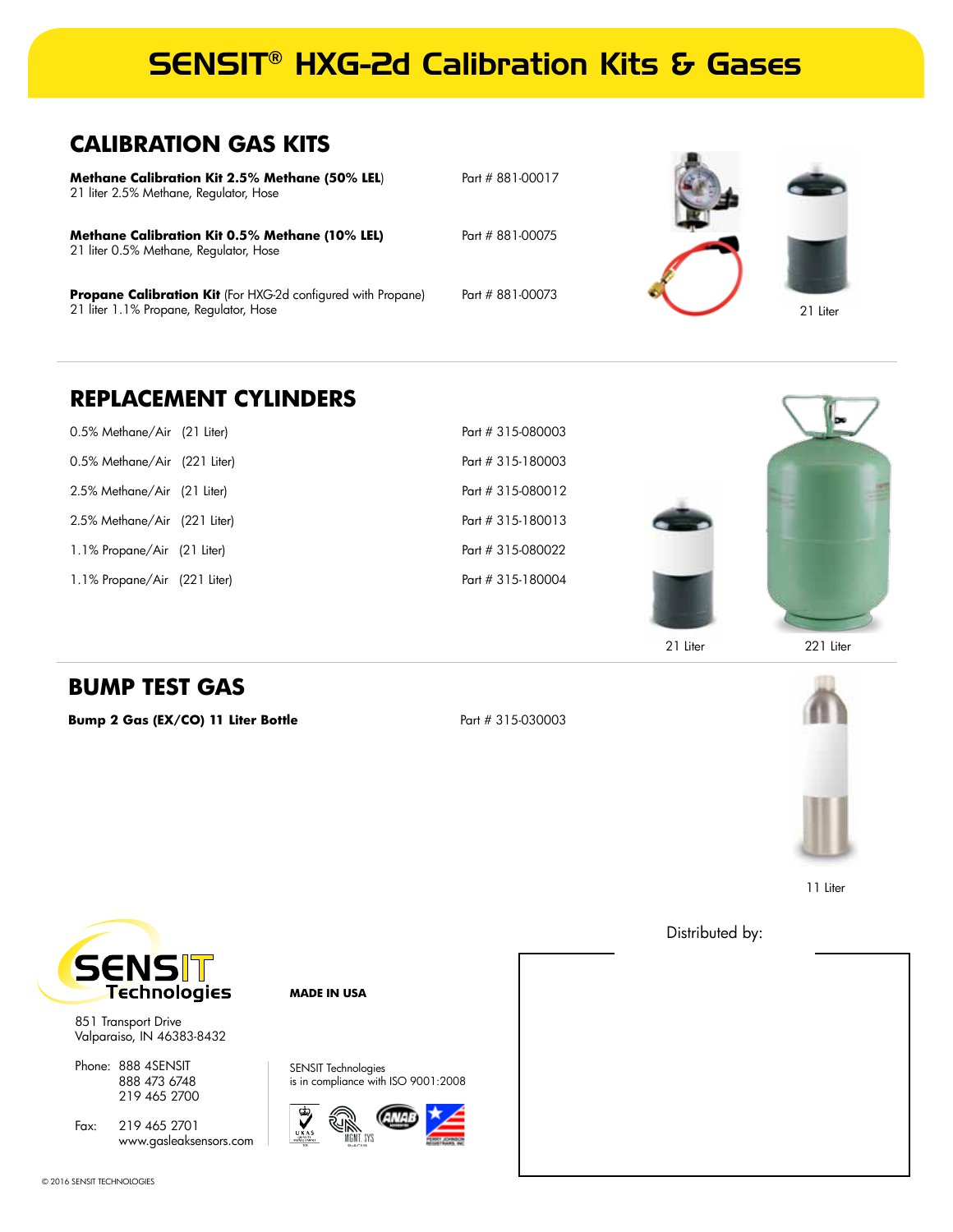# SENSIT® HXG-2d Calibration Kits & Gases

## CALIBRATION GAS KITS

| | |
|---|---|
| **Methane Calibration Kit 2.5% Methane (50% LEL)**<br>21 liter 2.5% Methane, Regulator, Hose | Part # 881-00017 |
| **Methane Calibration Kit 0.5% Methane (10% LEL)**<br>21 liter 0.5% Methane, Regulator, Hose | Part # 881-00075 |
| **Propane Calibration Kit** (For HXG-2d configured with Propane)<br>21 liter 1.1% Propane, Regulator, Hose | Part # 881-00073 |

21 Liter

## REPLACEMENT CYLINDERS

| | |
|---|---|
| 0.5% Methane/Air (21 Liter) | Part # 315-080003 |
| 0.5% Methane/Air (221 Liter) | Part # 315-180003 |
| 2.5% Methane/Air (21 Liter) | Part # 315-080012 |
| 2.5% Methane/Air (221 Liter) | Part # 315-180013 |
| 1.1% Propane/Air (21 Liter) | Part # 315-080022 |
| 1.1% Propane/Air (221 Liter) | Part # 315-180004 |

21 Liter

221 Liter

## BUMP TEST GAS

| | |
|---|---|
| **Bump 2 Gas (EX/CO) 11 Liter Bottle** | Part # 315-030003 |

11 Liter

SENSIT Technologies

851 Transport Drive
Valparaiso, IN 46383-8432

Phone: 888 4SENSIT
888 473 6748
219 465 2700

Fax: 219 465 2701
www.gasleaksensors.com

**MADE IN USA**

SENSIT Technologies
is in compliance with ISO 9001:2008

Distributed by:

© 2016 SENSIT TECHNOLOGIES